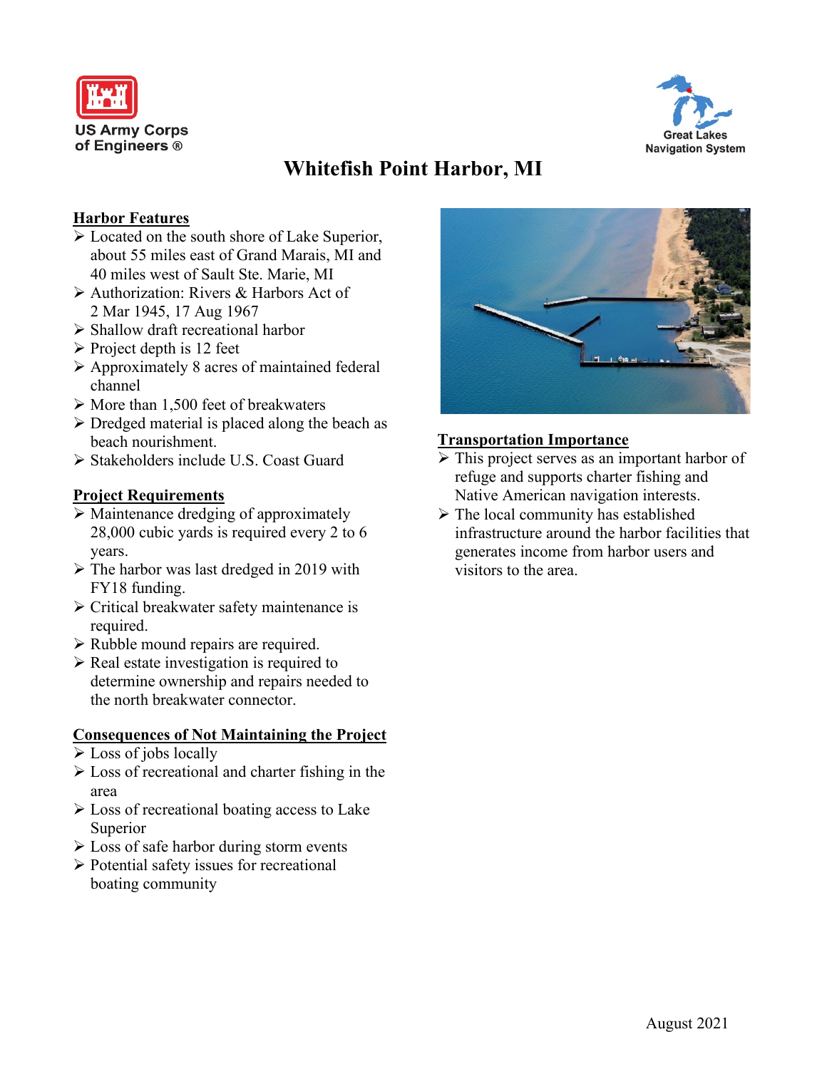# Whitefish Point Harbor, MI

## Harbor Features

- Located on the south shore of Lake Superior, about 55 miles east of Grand Marais, MI and 40 miles west of Sault Ste. Marie, MI
- Authorization: Rivers & Harbors Act of 2 Mar 1945, 17 Aug 1967
- Shallow draft recreational harbor
- Project depth is 12 feet
- Approximately 8 acres of maintained federal channel
- More than 1,500 feet of breakwaters
- Dredged material is placed along the beach as beach nourishment.
- Stakeholders include U.S. Coast Guard

## Project Requirements

- Maintenance dredging of approximately 28,000 cubic yards is required every 2 to 6 years.
- The harbor was last dredged in 2019 with FY18 funding.
- Critical breakwater safety maintenance is required.
- Rubble mound repairs are required.
- Real estate investigation is required to determine ownership and repairs needed to the north breakwater connector.

## Consequences of Not Maintaining the Project

- Loss of jobs locally
- Loss of recreational and charter fishing in the area
- Loss of recreational boating access to Lake Superior
- Loss of safe harbor during storm events
- Potential safety issues for recreational boating community

## Transportation Importance

- This project serves as an important harbor of refuge and supports charter fishing and Native American navigation interests.
- The local community has established infrastructure around the harbor facilities that generates income from harbor users and visitors to the area.

August 2021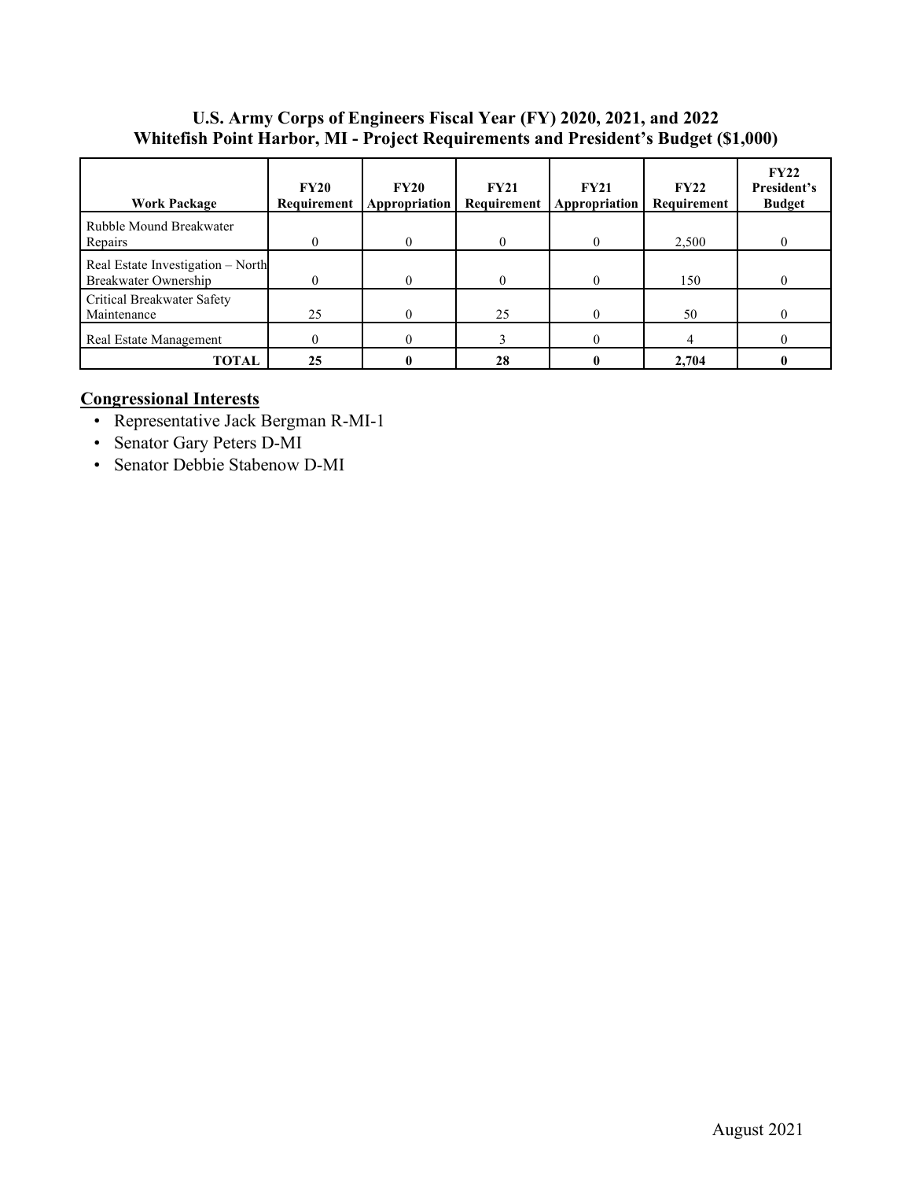**U.S. Army Corps of Engineers Fiscal Year (FY) 2020, 2021, and 2022**
**Whitefish Point Harbor, MI - Project Requirements and President's Budget ($1,000)**

| Work Package | FY20 Requirement | FY20 Appropriation | FY21 Requirement | FY21 Appropriation | FY22 Requirement | FY22 President's Budget |
|---|---|---|---|---|---|---|
| Rubble Mound Breakwater Repairs | 0 | 0 | 0 | 0 | 2,500 | 0 |
| Real Estate Investigation – North Breakwater Ownership | 0 | 0 | 0 | 0 | 150 | 0 |
| Critical Breakwater Safety Maintenance | 25 | 0 | 25 | 0 | 50 | 0 |
| Real Estate Management | 0 | 0 | 3 | 0 | 4 | 0 |
| **TOTAL** | **25** | **0** | **28** | **0** | **2,704** | **0** |

## Congressional Interests

- Representative Jack Bergman R-MI-1
- Senator Gary Peters D-MI
- Senator Debbie Stabenow D-MI

August 2021